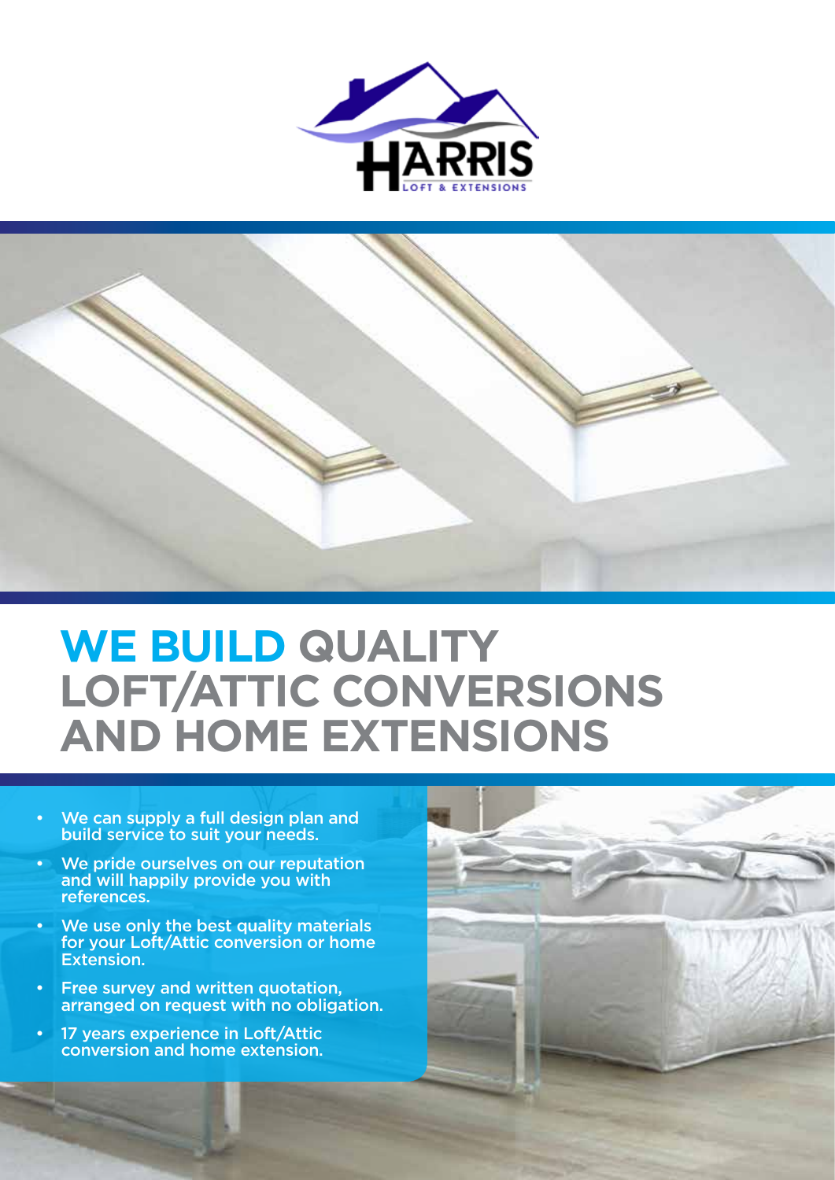HARRIS
LOFT & EXTENSIONS

# WE BUILD QUALITY LOFT/ATTIC CONVERSIONS AND HOME EXTENSIONS

- We can supply a full design plan and build service to suit your needs.
- We pride ourselves on our reputation and will happily provide you with references.
- We use only the best quality materials for your Loft/Attic conversion or home Extension.
- Free survey and written quotation, arranged on request with no obligation.
- 17 years experience in Loft/Attic conversion and home extension.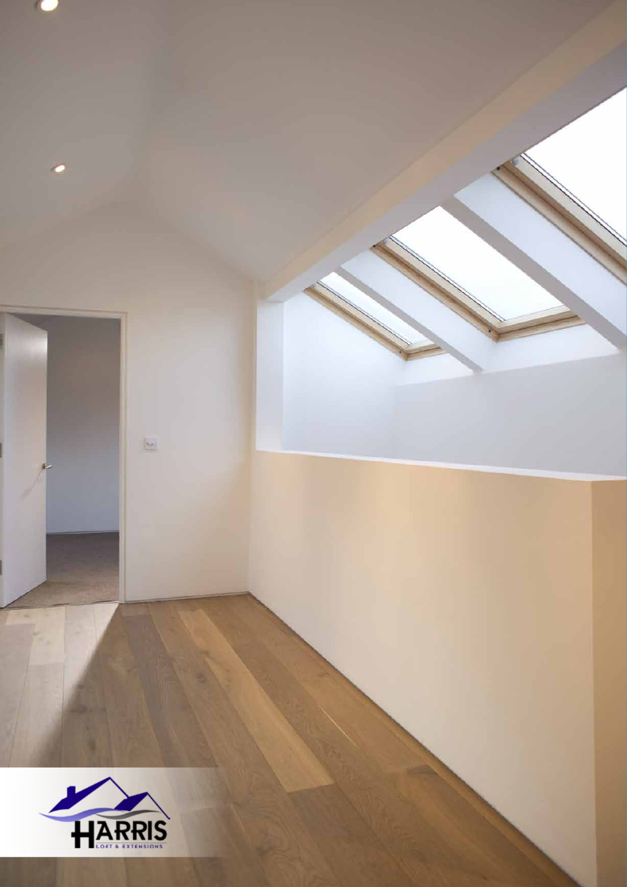HARRIS

LOFT & EXTENSIONS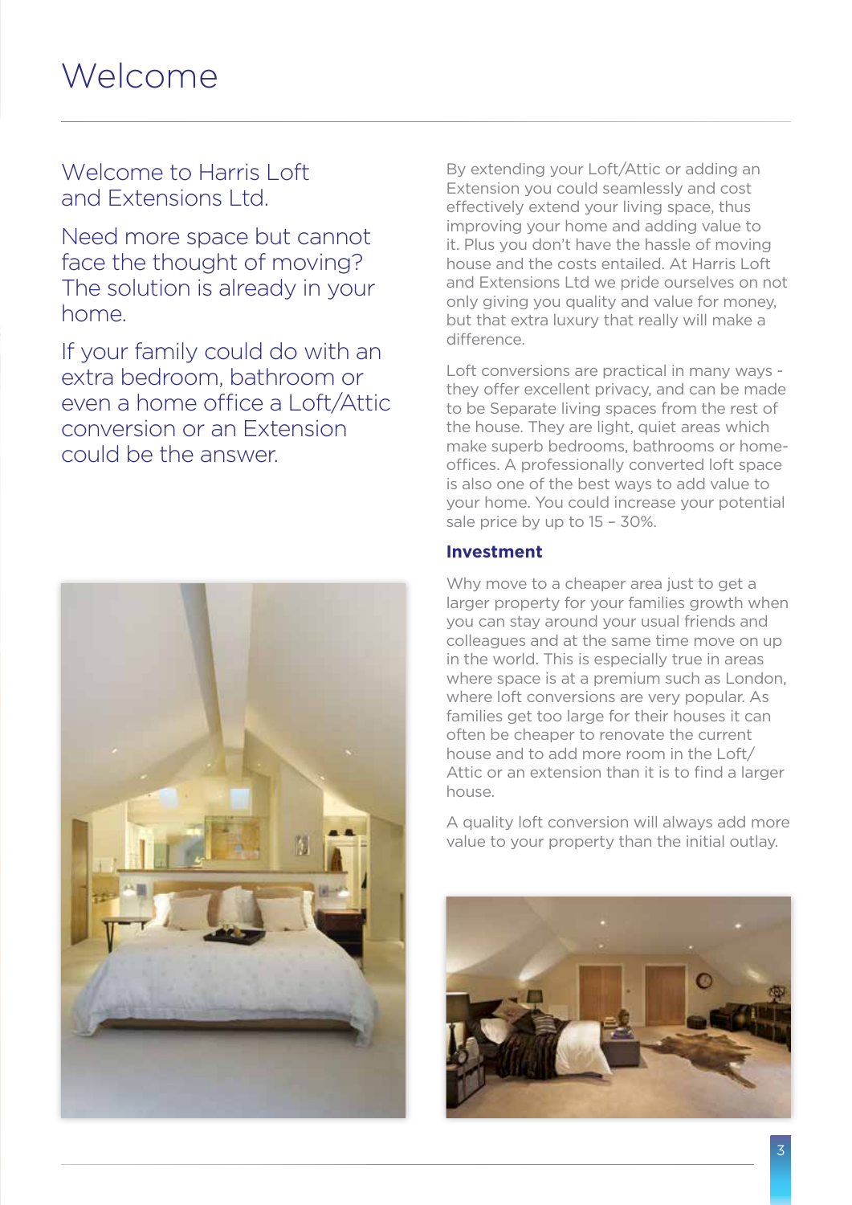# Welcome

Welcome to Harris Loft and Extensions Ltd.

Need more space but cannot face the thought of moving? The solution is already in your home.

If your family could do with an extra bedroom, bathroom or even a home office a Loft/Attic conversion or an Extension could be the answer.

By extending your Loft/Attic or adding an Extension you could seamlessly and cost effectively extend your living space, thus improving your home and adding value to it. Plus you don't have the hassle of moving house and the costs entailed. At Harris Loft and Extensions Ltd we pride ourselves on not only giving you quality and value for money, but that extra luxury that really will make a difference.

Loft conversions are practical in many ways - they offer excellent privacy, and can be made to be Separate living spaces from the rest of the house. They are light, quiet areas which make superb bedrooms, bathrooms or home-offices. A professionally converted loft space is also one of the best ways to add value to your home. You could increase your potential sale price by up to 15 – 30%.

**Investment**

Why move to a cheaper area just to get a larger property for your families growth when you can stay around your usual friends and colleagues and at the same time move on up in the world. This is especially true in areas where space is at a premium such as London, where loft conversions are very popular. As families get too large for their houses it can often be cheaper to renovate the current house and to add more room in the Loft/Attic or an extension than it is to find a larger house.

A quality loft conversion will always add more value to your property than the initial outlay.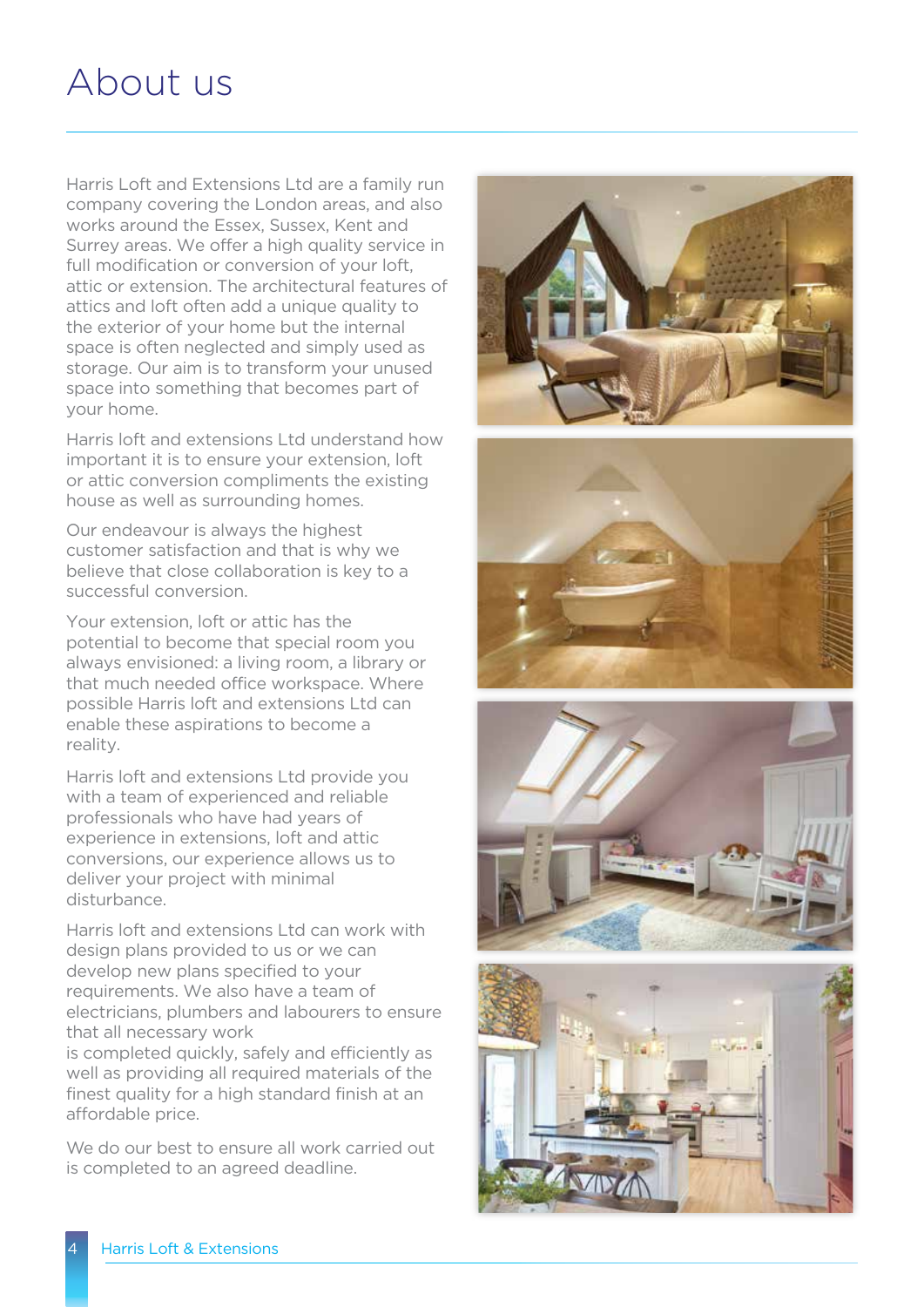# About us

Harris Loft and Extensions Ltd are a family run company covering the London areas, and also works around the Essex, Sussex, Kent and Surrey areas. We offer a high quality service in full modification or conversion of your loft, attic or extension. The architectural features of attics and loft often add a unique quality to the exterior of your home but the internal space is often neglected and simply used as storage. Our aim is to transform your unused space into something that becomes part of your home.

Harris loft and extensions Ltd understand how important it is to ensure your extension, loft or attic conversion compliments the existing house as well as surrounding homes.

Our endeavour is always the highest customer satisfaction and that is why we believe that close collaboration is key to a successful conversion.

Your extension, loft or attic has the potential to become that special room you always envisioned: a living room, a library or that much needed office workspace. Where possible Harris loft and extensions Ltd can enable these aspirations to become a reality.

Harris loft and extensions Ltd provide you with a team of experienced and reliable professionals who have had years of experience in extensions, loft and attic conversions, our experience allows us to deliver your project with minimal disturbance.

Harris loft and extensions Ltd can work with design plans provided to us or we can develop new plans specified to your requirements. We also have a team of electricians, plumbers and labourers to ensure that all necessary work is completed quickly, safely and efficiently as well as providing all required materials of the finest quality for a high standard finish at an affordable price.

We do our best to ensure all work carried out is completed to an agreed deadline.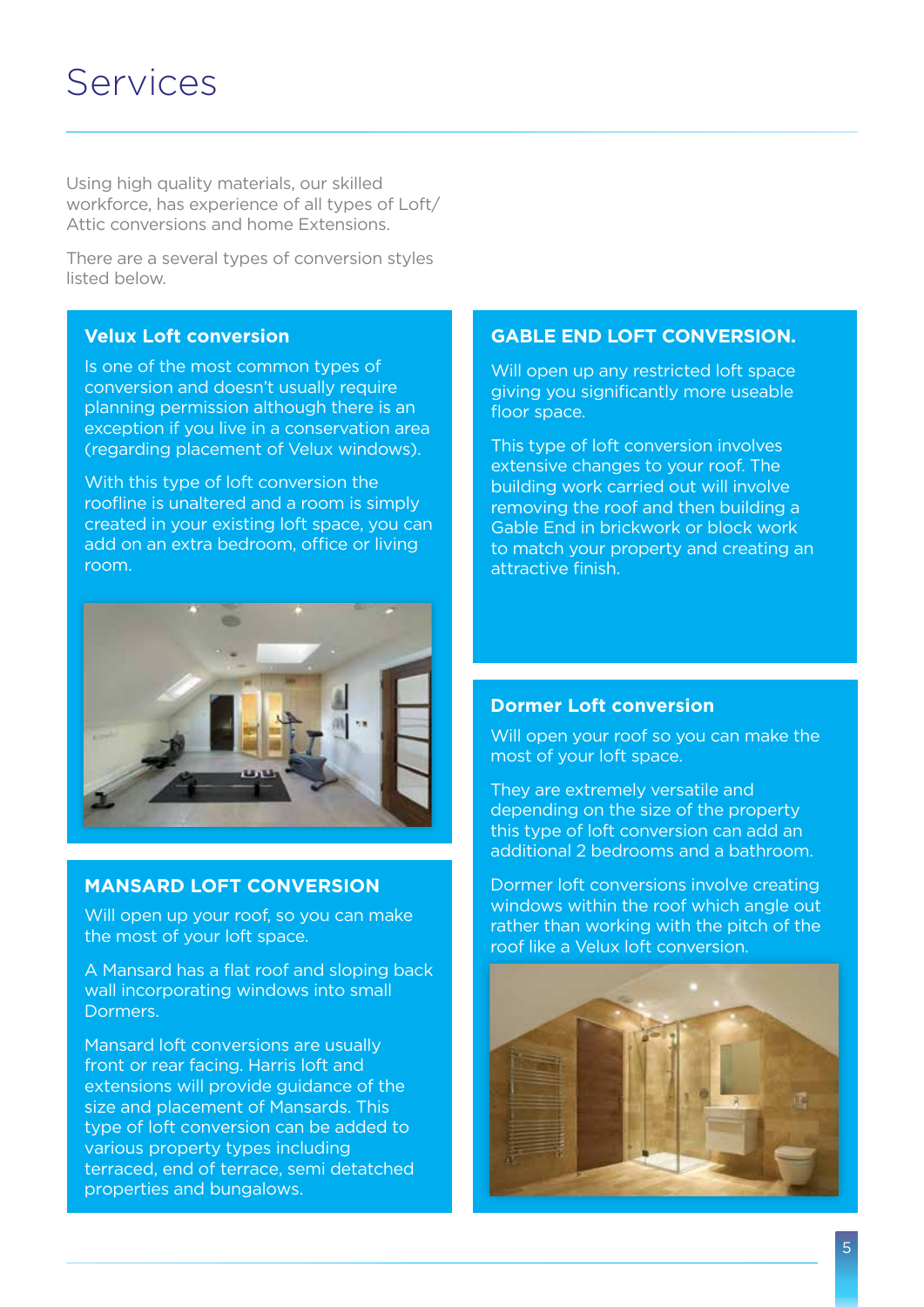# Services

Using high quality materials, our skilled workforce, has experience of all types of Loft/ Attic conversions and home Extensions.

There are a several types of conversion styles listed below.

## Velux Loft conversion

Is one of the most common types of conversion and doesn't usually require planning permission although there is an exception if you live in a conservation area (regarding placement of Velux windows).

With this type of loft conversion the roofline is unaltered and a room is simply created in your existing loft space, you can add on an extra bedroom, office or living room.

## MANSARD LOFT CONVERSION

Will open up your roof, so you can make the most of your loft space.

A Mansard has a flat roof and sloping back wall incorporating windows into small Dormers.

Mansard loft conversions are usually front or rear facing. Harris loft and extensions will provide guidance of the size and placement of Mansards. This type of loft conversion can be added to various property types including terraced, end of terrace, semi detatched properties and bungalows.

## GABLE END LOFT CONVERSION.

Will open up any restricted loft space giving you significantly more useable floor space.

This type of loft conversion involves extensive changes to your roof. The building work carried out will involve removing the roof and then building a Gable End in brickwork or block work to match your property and creating an attractive finish.

## Dormer Loft conversion

Will open your roof so you can make the most of your loft space.

They are extremely versatile and depending on the size of the property this type of loft conversion can add an additional 2 bedrooms and a bathroom.

Dormer loft conversions involve creating windows within the roof which angle out rather than working with the pitch of the roof like a Velux loft conversion.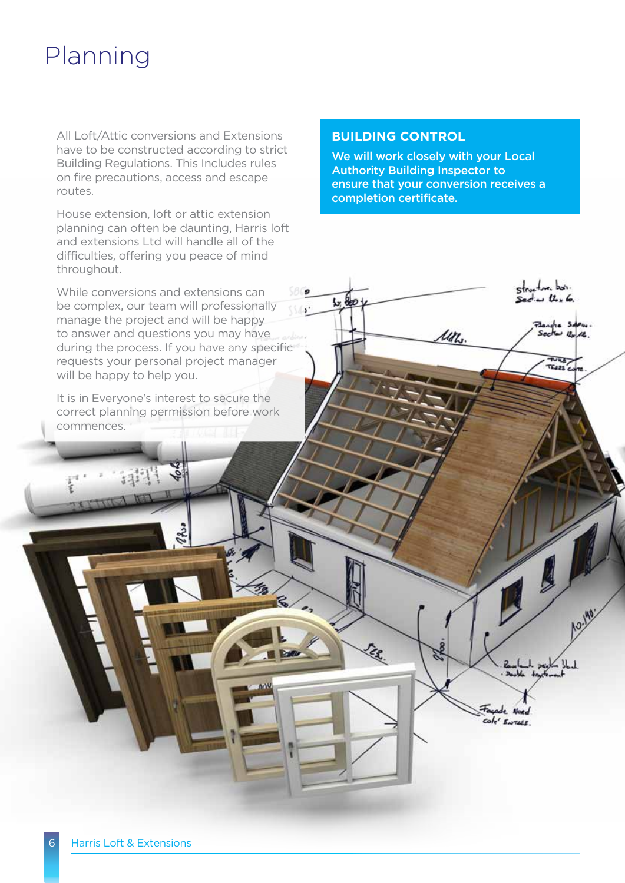# Planning

All Loft/Attic conversions and Extensions have to be constructed according to strict Building Regulations. This Includes rules on fire precautions, access and escape routes.

House extension, loft or attic extension planning can often be daunting, Harris loft and extensions Ltd will handle all of the difficulties, offering you peace of mind throughout.

While conversions and extensions can be complex, our team will professionally manage the project and will be happy to answer and questions you may have during the process. If you have any specific requests your personal project manager will be happy to help you.

It is in Everyone's interest to secure the correct planning permission before work commences.

## BUILDING CONTROL

**We will work closely with your Local Authority Building Inspector to ensure that your conversion receives a completion certificate.**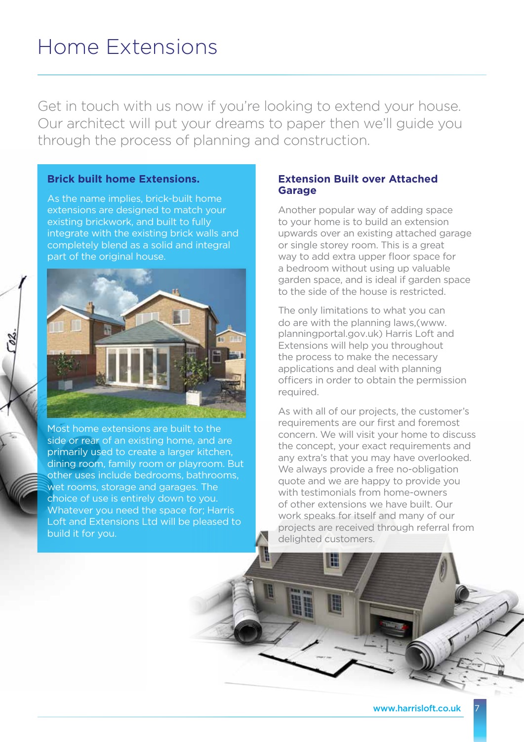# Home Extensions

Get in touch with us now if you're looking to extend your house. Our architect will put your dreams to paper then we'll guide you through the process of planning and construction.

### Brick built home Extensions.

As the name implies, brick-built home extensions are designed to match your existing brickwork, and built to fully integrate with the existing brick walls and completely blend as a solid and integral part of the original house.

Most home extensions are built to the side or rear of an existing home, and are primarily used to create a larger kitchen, dining room, family room or playroom. But other uses include bedrooms, bathrooms, wet rooms, storage and garages. The choice of use is entirely down to you. Whatever you need the space for; Harris Loft and Extensions Ltd will be pleased to build it for you.

### Extension Built over Attached Garage

Another popular way of adding space to your home is to build an extension upwards over an existing attached garage or single storey room. This is a great way to add extra upper floor space for a bedroom without using up valuable garden space, and is ideal if garden space to the side of the house is restricted.

The only limitations to what you can do are with the planning laws,(www.planningportal.gov.uk) Harris Loft and Extensions will help you throughout the process to make the necessary applications and deal with planning officers in order to obtain the permission required.

As with all of our projects, the customer's requirements are our first and foremost concern. We will visit your home to discuss the concept, your exact requirements and any extra's that you may have overlooked. We always provide a free no-obligation quote and we are happy to provide you with testimonials from home-owners of other extensions we have built. Our work speaks for itself and many of our projects are received through referral from delighted customers.

www.harrisloft.co.uk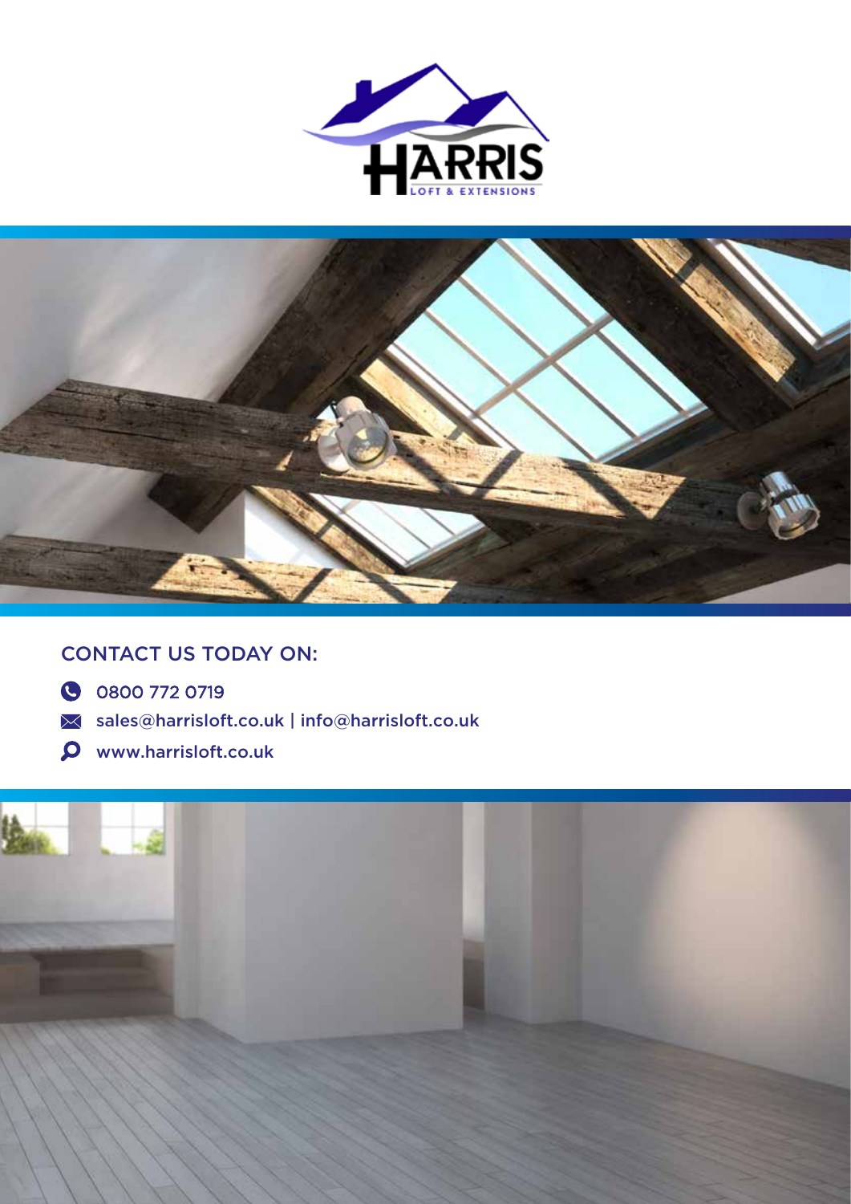HARRIS
LOFT & EXTENSIONS

## CONTACT US TODAY ON:

- 0800 772 0719
- sales@harrisloft.co.uk | info@harrisloft.co.uk
- www.harrisloft.co.uk